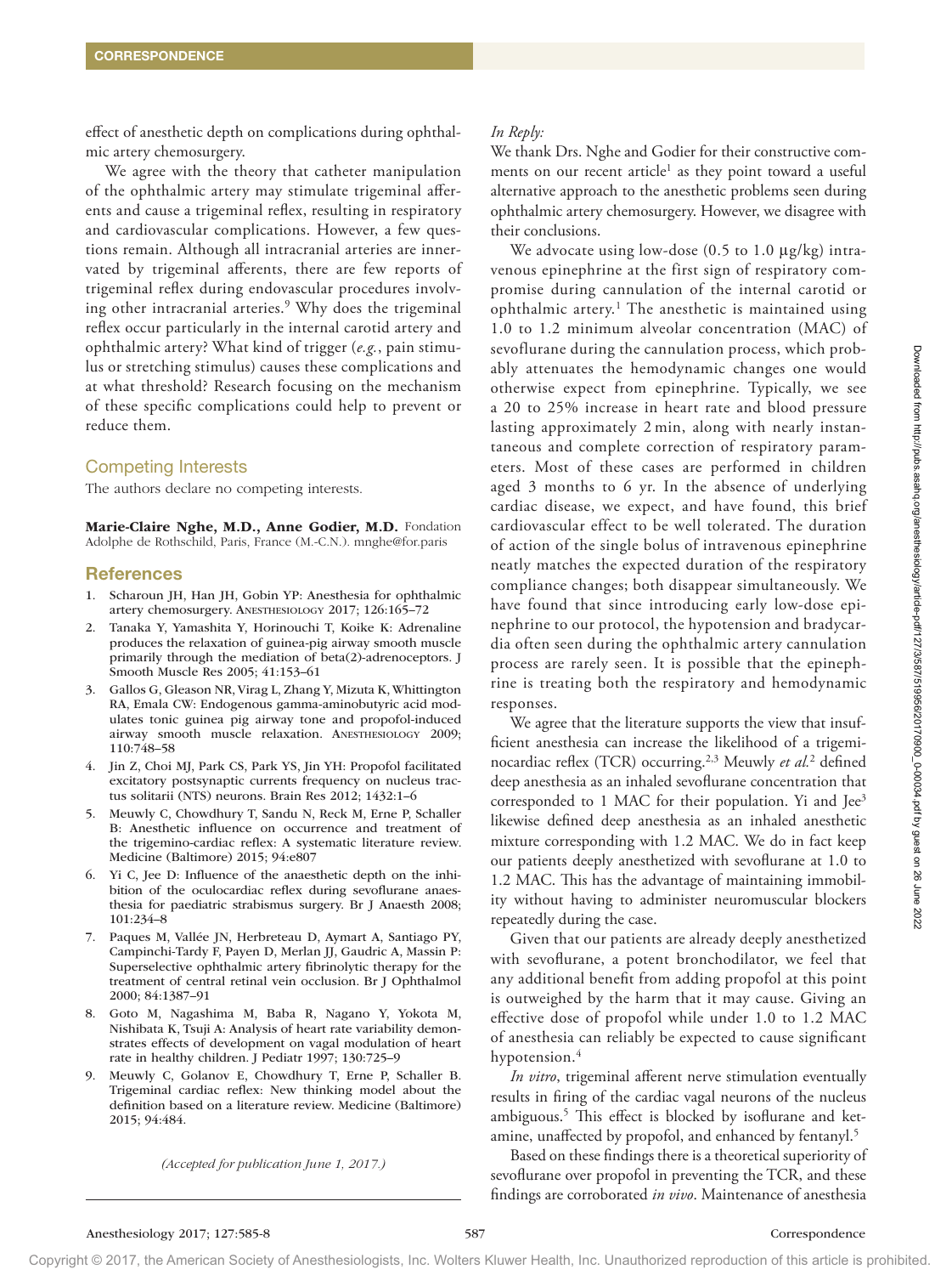effect of anesthetic depth on complications during ophthalmic artery chemosurgery.

We agree with the theory that catheter manipulation of the ophthalmic artery may stimulate trigeminal afferents and cause a trigeminal reflex, resulting in respiratory and cardiovascular complications. However, a few questions remain. Although all intracranial arteries are innervated by trigeminal afferents, there are few reports of trigeminal reflex during endovascular procedures involving other intracranial arteries.[9] Why does the trigeminal reflex occur particularly in the internal carotid artery and ophthalmic artery? What kind of trigger (*e.g.*, pain stimulus or stretching stimulus) causes these complications and at what threshold? Research focusing on the mechanism of these specific complications could help to prevent or reduce them.

## Competing Interests

The authors declare no competing interests.

**Marie-Claire Nghe, M.D., Anne Godier, M.D.** Fondation Adolphe de Rothschild, Paris, France (M.-C.N.). mnghe@for.paris

## References

1. Scharoun JH, Han JH, Gobin YP: Anesthesia for ophthalmic artery chemosurgery. Anesthesiology 2017; 126:165–72
2. Tanaka Y, Yamashita Y, Horinouchi T, Koike K: Adrenaline produces the relaxation of guinea-pig airway smooth muscle primarily through the mediation of beta(2)-adrenoceptors. J Smooth Muscle Res 2005; 41:153–61
3. Gallos G, Gleason NR, Virag L, Zhang Y, Mizuta K, Whittington RA, Emala CW: Endogenous gamma-aminobutyric acid modulates tonic guinea pig airway tone and propofol-induced airway smooth muscle relaxation. Anesthesiology 2009; 110:748–58
4. Jin Z, Choi MJ, Park CS, Park YS, Jin YH: Propofol facilitated excitatory postsynaptic currents frequency on nucleus tractus solitarii (NTS) neurons. Brain Res 2012; 1432:1–6
5. Meuwly C, Chowdhury T, Sandu N, Reck M, Erne P, Schaller B: Anesthetic influence on occurrence and treatment of the trigemino-cardiac reflex: A systematic literature review. Medicine (Baltimore) 2015; 94:e807
6. Yi C, Jee D: Influence of the anaesthetic depth on the inhibition of the oculocardiac reflex during sevoflurane anaesthesia for paediatric strabismus surgery. Br J Anaesth 2008; 101:234–8
7. Paques M, Vallée JN, Herbreteau D, Aymart A, Santiago PY, Campinchi-Tardy F, Payen D, Merlan JJ, Gaudric A, Massin P: Superselective ophthalmic artery fibrinolytic therapy for the treatment of central retinal vein occlusion. Br J Ophthalmol 2000; 84:1387–91
8. Goto M, Nagashima M, Baba R, Nagano Y, Yokota M, Nishibata K, Tsuji A: Analysis of heart rate variability demonstrates effects of development on vagal modulation of heart rate in healthy children. J Pediatr 1997; 130:725–9
9. Meuwly C, Golanov E, Chowdhury T, Erne P, Schaller B. Trigeminal cardiac reflex: New thinking model about the definition based on a literature review. Medicine (Baltimore) 2015; 94:484.

*(Accepted for publication June 1, 2017.)*

*In Reply:*

We thank Drs. Nghe and Godier for their constructive comments on our recent article[1] as they point toward a useful alternative approach to the anesthetic problems seen during ophthalmic artery chemosurgery. However, we disagree with their conclusions.

We advocate using low-dose (0.5 to 1.0 μg/kg) intravenous epinephrine at the first sign of respiratory compromise during cannulation of the internal carotid or ophthalmic artery.[1] The anesthetic is maintained using 1.0 to 1.2 minimum alveolar concentration (MAC) of sevoflurane during the cannulation process, which probably attenuates the hemodynamic changes one would otherwise expect from epinephrine. Typically, we see a 20 to 25% increase in heart rate and blood pressure lasting approximately 2 min, along with nearly instantaneous and complete correction of respiratory parameters. Most of these cases are performed in children aged 3 months to 6 yr. In the absence of underlying cardiac disease, we expect, and have found, this brief cardiovascular effect to be well tolerated. The duration of action of the single bolus of intravenous epinephrine neatly matches the expected duration of the respiratory compliance changes; both disappear simultaneously. We have found that since introducing early low-dose epinephrine to our protocol, the hypotension and bradycardia often seen during the ophthalmic artery cannulation process are rarely seen. It is possible that the epinephrine is treating both the respiratory and hemodynamic responses.

We agree that the literature supports the view that insufficient anesthesia can increase the likelihood of a trigeminocardiac reflex (TCR) occurring.[2,3] Meuwly *et al.*[2] defined deep anesthesia as an inhaled sevoflurane concentration that corresponded to 1 MAC for their population. Yi and Jee[3] likewise defined deep anesthesia as an inhaled anesthetic mixture corresponding with 1.2 MAC. We do in fact keep our patients deeply anesthetized with sevoflurane at 1.0 to 1.2 MAC. This has the advantage of maintaining immobility without having to administer neuromuscular blockers repeatedly during the case.

Given that our patients are already deeply anesthetized with sevoflurane, a potent bronchodilator, we feel that any additional benefit from adding propofol at this point is outweighed by the harm that it may cause. Giving an effective dose of propofol while under 1.0 to 1.2 MAC of anesthesia can reliably be expected to cause significant hypotension.[4]

*In vitro*, trigeminal afferent nerve stimulation eventually results in firing of the cardiac vagal neurons of the nucleus ambiguous.[5] This effect is blocked by isoflurane and ketamine, unaffected by propofol, and enhanced by fentanyl.[5]

Based on these findings there is a theoretical superiority of sevoflurane over propofol in preventing the TCR, and these findings are corroborated *in vivo*. Maintenance of anesthesia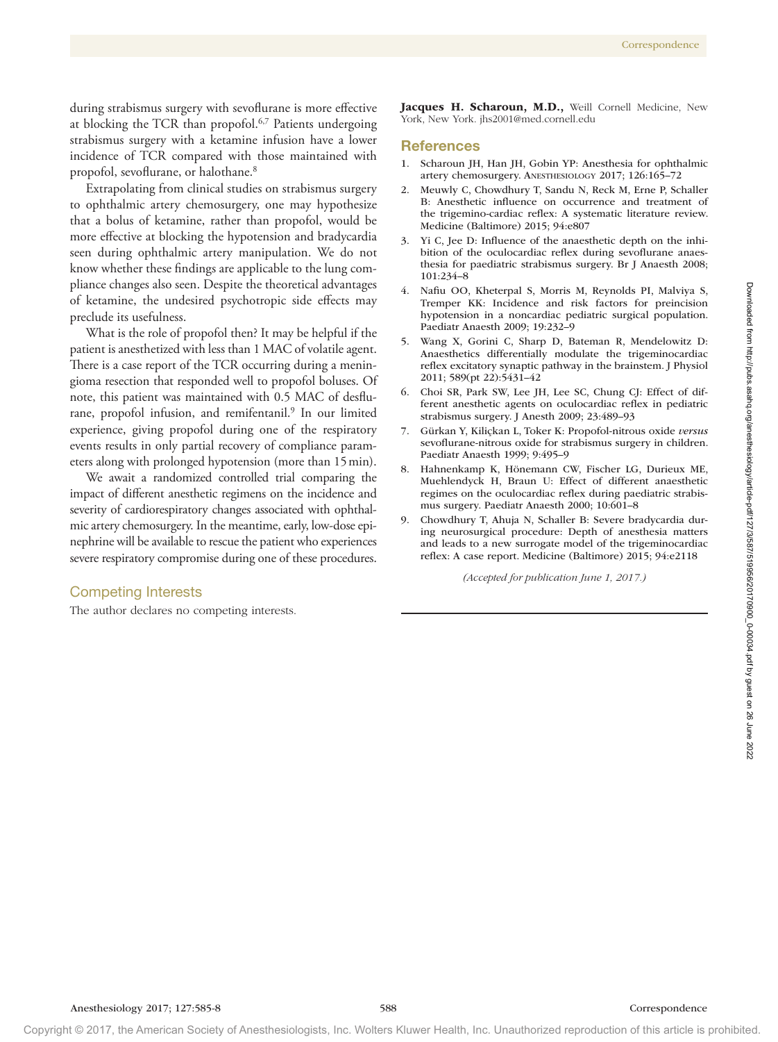during strabismus surgery with sevoflurane is more effective at blocking the TCR than propofol.[6,7] Patients undergoing strabismus surgery with a ketamine infusion have a lower incidence of TCR compared with those maintained with propofol, sevoflurane, or halothane.[8]

Extrapolating from clinical studies on strabismus surgery to ophthalmic artery chemosurgery, one may hypothesize that a bolus of ketamine, rather than propofol, would be more effective at blocking the hypotension and bradycardia seen during ophthalmic artery manipulation. We do not know whether these findings are applicable to the lung compliance changes also seen. Despite the theoretical advantages of ketamine, the undesired psychotropic side effects may preclude its usefulness.

What is the role of propofol then? It may be helpful if the patient is anesthetized with less than 1 MAC of volatile agent. There is a case report of the TCR occurring during a meningioma resection that responded well to propofol boluses. Of note, this patient was maintained with 0.5 MAC of desflurane, propofol infusion, and remifentanil.[9] In our limited experience, giving propofol during one of the respiratory events results in only partial recovery of compliance parameters along with prolonged hypotension (more than 15 min).

We await a randomized controlled trial comparing the impact of different anesthetic regimens on the incidence and severity of cardiorespiratory changes associated with ophthalmic artery chemosurgery. In the meantime, early, low-dose epinephrine will be available to rescue the patient who experiences severe respiratory compromise during one of these procedures.

## Competing Interests

The author declares no competing interests.

**Jacques H. Scharoun, M.D.,** Weill Cornell Medicine, New York, New York. jhs2001@med.cornell.edu

## References

1. Scharoun JH, Han JH, Gobin YP: Anesthesia for ophthalmic artery chemosurgery. Anesthesiology 2017; 126:165–72
2. Meuwly C, Chowdhury T, Sandu N, Reck M, Erne P, Schaller B: Anesthetic influence on occurrence and treatment of the trigemino-cardiac reflex: A systematic literature review. Medicine (Baltimore) 2015; 94:e807
3. Yi C, Jee D: Influence of the anaesthetic depth on the inhibition of the oculocardiac reflex during sevoflurane anaesthesia for paediatric strabismus surgery. Br J Anaesth 2008; 101:234–8
4. Nafiu OO, Kheterpal S, Morris M, Reynolds PI, Malviya S, Tremper KK: Incidence and risk factors for preincision hypotension in a noncardiac pediatric surgical population. Paediatr Anaesth 2009; 19:232–9
5. Wang X, Gorini C, Sharp D, Bateman R, Mendelowitz D: Anaesthetics differentially modulate the trigeminocardiac reflex excitatory synaptic pathway in the brainstem. J Physiol 2011; 589(pt 22):5431–42
6. Choi SR, Park SW, Lee JH, Lee SC, Chung CJ: Effect of different anesthetic agents on oculocardiac reflex in pediatric strabismus surgery. J Anesth 2009; 23:489–93
7. Gürkan Y, Kiliçkan L, Toker K: Propofol-nitrous oxide *versus* sevoflurane-nitrous oxide for strabismus surgery in children. Paediatr Anaesth 1999; 9:495–9
8. Hahnenkamp K, Hönemann CW, Fischer LG, Durieux ME, Muehlendyck H, Braun U: Effect of different anaesthetic regimes on the oculocardiac reflex during paediatric strabismus surgery. Paediatr Anaesth 2000; 10:601–8
9. Chowdhury T, Ahuja N, Schaller B: Severe bradycardia during neurosurgical procedure: Depth of anesthesia matters and leads to a new surrogate model of the trigeminocardiac reflex: A case report. Medicine (Baltimore) 2015; 94:e2118

*(Accepted for publication June 1, 2017.)*